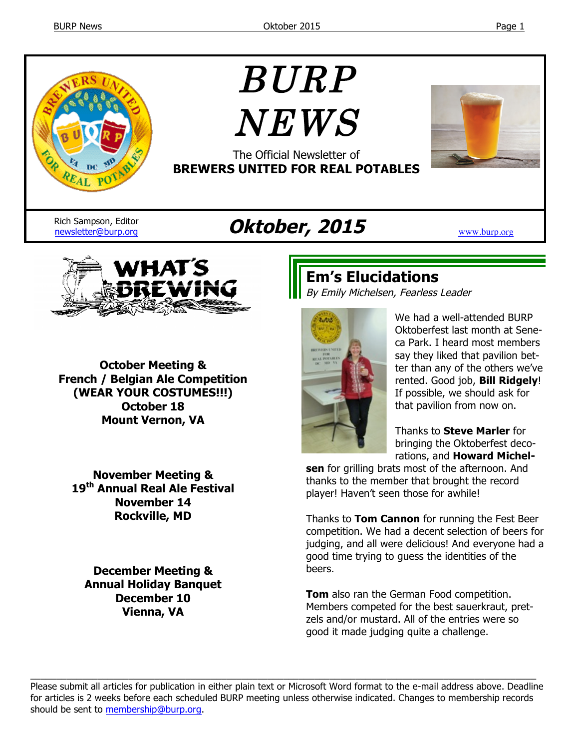# BURP NEWS

The Official Newsletter of
**BREWERS UNITED FOR REAL POTABLES**

Rich Sampson, Editor
newsletter@burp.org

## Oktober, 2015

www.burp.org

## WHAT'S BREWING

**October Meeting &**
**French / Belgian Ale Competition**
**(WEAR YOUR COSTUMES!!!)**
**October 18**
**Mount Vernon, VA**

**November Meeting &**
**19th Annual Real Ale Festival**
**November 14**
**Rockville, MD**

**December Meeting &**
**Annual Holiday Banquet**
**December 10**
**Vienna, VA**

## Em's Elucidations

*By Emily Michelsen, Fearless Leader*

We had a well-attended BURP Oktoberfest last month at Seneca Park. I heard most members say they liked that pavilion better than any of the others we've rented. Good job, **Bill Ridgely**! If possible, we should ask for that pavilion from now on.

Thanks to **Steve Marler** for bringing the Oktoberfest decorations, and **Howard Michelsen** for grilling brats most of the afternoon. And thanks to the member that brought the record player! Haven't seen those for awhile!

Thanks to **Tom Cannon** for running the Fest Beer competition. We had a decent selection of beers for judging, and all were delicious! And everyone had a good time trying to guess the identities of the beers.

**Tom** also ran the German Food competition. Members competed for the best sauerkraut, pretzels and/or mustard. All of the entries were so good it made judging quite a challenge.

---

Please submit all articles for publication in either plain text or Microsoft Word format to the e-mail address above. Deadline for articles is 2 weeks before each scheduled BURP meeting unless otherwise indicated. Changes to membership records should be sent to membership@burp.org.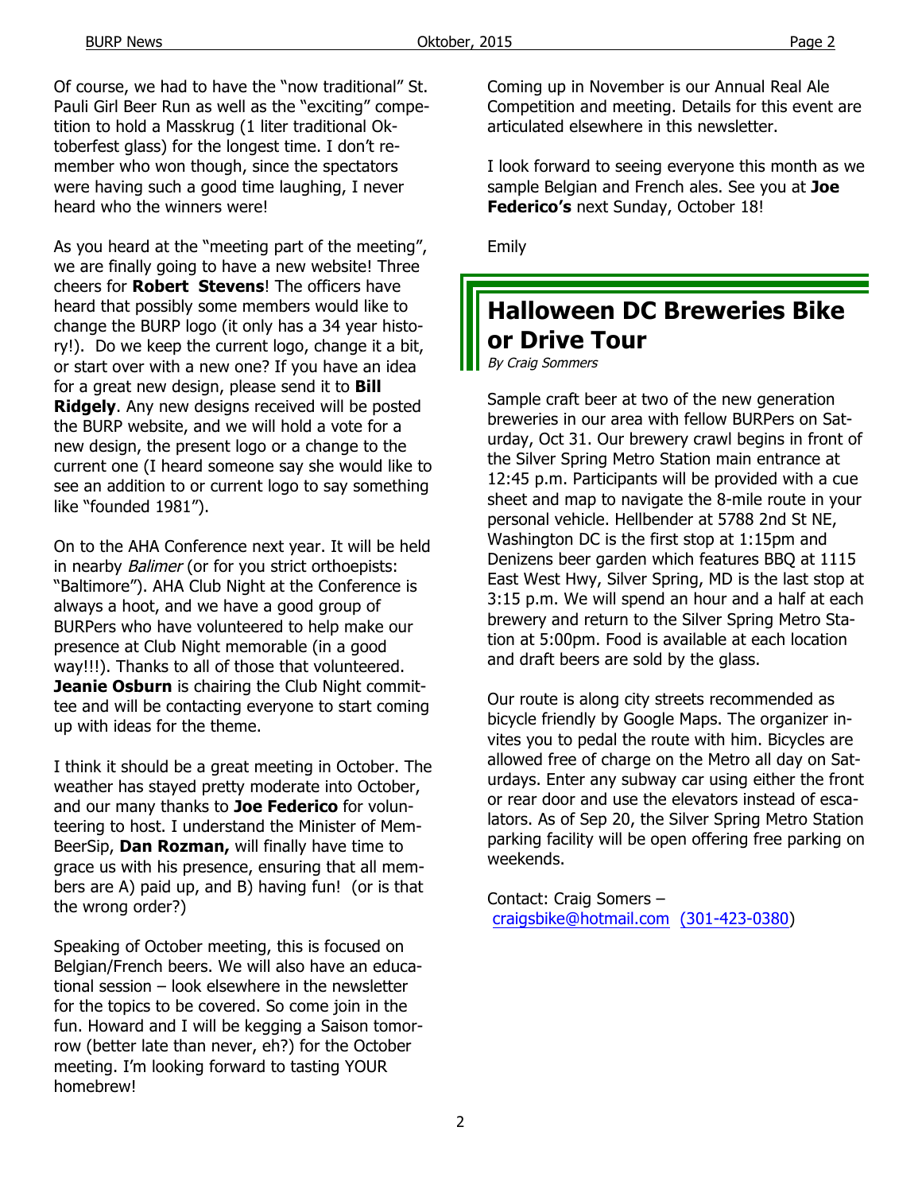Of course, we had to have the "now traditional" St. Pauli Girl Beer Run as well as the "exciting" competition to hold a Masskrug (1 liter traditional Oktoberfest glass) for the longest time. I don't remember who won though, since the spectators were having such a good time laughing, I never heard who the winners were!

As you heard at the "meeting part of the meeting", we are finally going to have a new website! Three cheers for **Robert Stevens**! The officers have heard that possibly some members would like to change the BURP logo (it only has a 34 year history!). Do we keep the current logo, change it a bit, or start over with a new one? If you have an idea for a great new design, please send it to **Bill Ridgely**. Any new designs received will be posted the BURP website, and we will hold a vote for a new design, the present logo or a change to the current one (I heard someone say she would like to see an addition to or current logo to say something like "founded 1981").

On to the AHA Conference next year. It will be held in nearby *Balimer* (or for you strict orthoepists: "Baltimore"). AHA Club Night at the Conference is always a hoot, and we have a good group of BURPers who have volunteered to help make our presence at Club Night memorable (in a good way!!!). Thanks to all of those that volunteered. **Jeanie Osburn** is chairing the Club Night committee and will be contacting everyone to start coming up with ideas for the theme.

I think it should be a great meeting in October. The weather has stayed pretty moderate into October, and our many thanks to **Joe Federico** for volunteering to host. I understand the Minister of MemBeerSip, **Dan Rozman,** will finally have time to grace us with his presence, ensuring that all members are A) paid up, and B) having fun! (or is that the wrong order?)

Speaking of October meeting, this is focused on Belgian/French beers. We will also have an educational session – look elsewhere in the newsletter for the topics to be covered. So come join in the fun. Howard and I will be kegging a Saison tomorrow (better late than never, eh?) for the October meeting. I'm looking forward to tasting YOUR homebrew!

Coming up in November is our Annual Real Ale Competition and meeting. Details for this event are articulated elsewhere in this newsletter.

I look forward to seeing everyone this month as we sample Belgian and French ales. See you at **Joe Federico's** next Sunday, October 18!

Emily

# Halloween DC Breweries Bike or Drive Tour

*By Craig Sommers*

Sample craft beer at two of the new generation breweries in our area with fellow BURPers on Saturday, Oct 31. Our brewery crawl begins in front of the Silver Spring Metro Station main entrance at 12:45 p.m. Participants will be provided with a cue sheet and map to navigate the 8-mile route in your personal vehicle. Hellbender at 5788 2nd St NE, Washington DC is the first stop at 1:15pm and Denizens beer garden which features BBQ at 1115 East West Hwy, Silver Spring, MD is the last stop at 3:15 p.m. We will spend an hour and a half at each brewery and return to the Silver Spring Metro Station at 5:00pm. Food is available at each location and draft beers are sold by the glass.

Our route is along city streets recommended as bicycle friendly by Google Maps. The organizer invites you to pedal the route with him. Bicycles are allowed free of charge on the Metro all day on Saturdays. Enter any subway car using either the front or rear door and use the elevators instead of escalators. As of Sep 20, the Silver Spring Metro Station parking facility will be open offering free parking on weekends.

Contact: Craig Somers – craigsbike@hotmail.com (301-423-0380)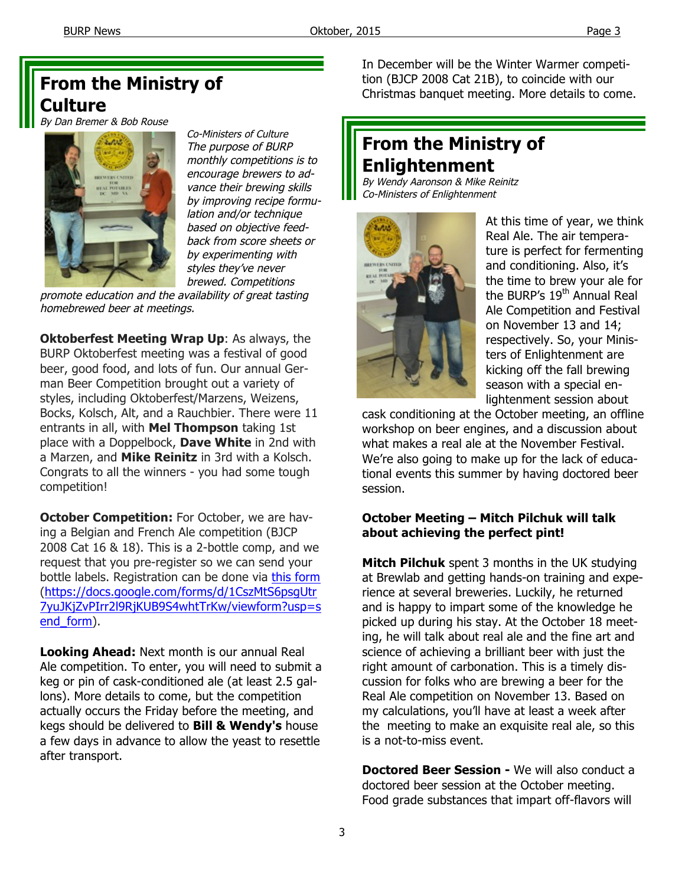## From the Ministry of Culture

*By Dan Bremer & Bob Rouse*

*Co-Ministers of Culture*

*The purpose of BURP monthly competitions is to encourage brewers to advance their brewing skills by improving recipe formulation and/or technique based on objective feedback from score sheets or by experimenting with styles they've never brewed. Competitions promote education and the availability of great tasting homebrewed beer at meetings.*

**Oktoberfest Meeting Wrap Up**: As always, the BURP Oktoberfest meeting was a festival of good beer, good food, and lots of fun. Our annual German Beer Competition brought out a variety of styles, including Oktoberfest/Marzens, Weizens, Bocks, Kolsch, Alt, and a Rauchbier. There were 11 entrants in all, with **Mel Thompson** taking 1st place with a Doppelbock, **Dave White** in 2nd with a Marzen, and **Mike Reinitz** in 3rd with a Kolsch. Congrats to all the winners - you had some tough competition!

**October Competition:** For October, we are having a Belgian and French Ale competition (BJCP 2008 Cat 16 & 18). This is a 2-bottle comp, and we request that you pre-register so we can send your bottle labels. Registration can be done via [this form](https://docs.google.com/forms/d/1CszMtS6psgUtr7yuJKjZvPIrr2l9RjKUB9S4whtTrKw/viewform?usp=send_form) (https://docs.google.com/forms/d/1CszMtS6psgUtr7yuJKjZvPIrr2l9RjKUB9S4whtTrKw/viewform?usp=send_form).

**Looking Ahead:** Next month is our annual Real Ale competition. To enter, you will need to submit a keg or pin of cask-conditioned ale (at least 2.5 gallons). More details to come, but the competition actually occurs the Friday before the meeting, and kegs should be delivered to **Bill & Wendy's** house a few days in advance to allow the yeast to resettle after transport.

In December will be the Winter Warmer competition (BJCP 2008 Cat 21B), to coincide with our Christmas banquet meeting. More details to come.

## From the Ministry of Enlightenment

*By Wendy Aaronson & Mike Reinitz*
*Co-Ministers of Enlightenment*

At this time of year, we think Real Ale. The air temperature is perfect for fermenting and conditioning. Also, it's the time to brew your ale for the BURP's 19th Annual Real Ale Competition and Festival on November 13 and 14; respectively. So, your Ministers of Enlightenment are kicking off the fall brewing season with a special enlightenment session about cask conditioning at the October meeting, an offline workshop on beer engines, and a discussion about what makes a real ale at the November Festival. We're also going to make up for the lack of educational events this summer by having doctored beer session.

**October Meeting – Mitch Pilchuk will talk about achieving the perfect pint!**

**Mitch Pilchuk** spent 3 months in the UK studying at Brewlab and getting hands-on training and experience at several breweries. Luckily, he returned and is happy to impart some of the knowledge he picked up during his stay. At the October 18 meeting, he will talk about real ale and the fine art and science of achieving a brilliant beer with just the right amount of carbonation. This is a timely discussion for folks who are brewing a beer for the Real Ale competition on November 13. Based on my calculations, you'll have at least a week after the meeting to make an exquisite real ale, so this is a not-to-miss event.

**Doctored Beer Session -** We will also conduct a doctored beer session at the October meeting. Food grade substances that impart off-flavors will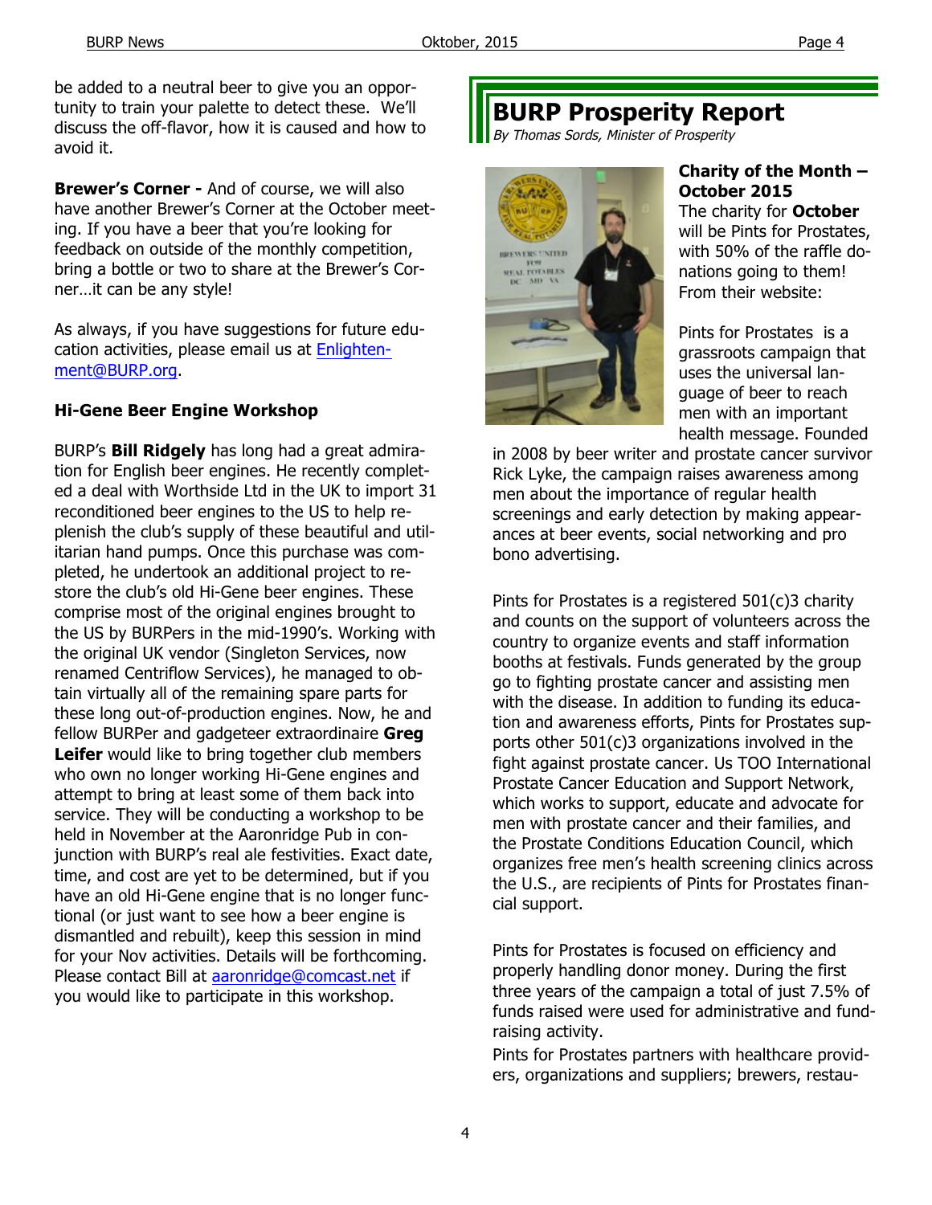be added to a neutral beer to give you an opportunity to train your palette to detect these. We'll discuss the off-flavor, how it is caused and how to avoid it.

**Brewer's Corner -** And of course, we will also have another Brewer's Corner at the October meeting. If you have a beer that you're looking for feedback on outside of the monthly competition, bring a bottle or two to share at the Brewer's Corner…it can be any style!

As always, if you have suggestions for future education activities, please email us at Enlightenment@BURP.org.

**Hi-Gene Beer Engine Workshop**

BURP's **Bill Ridgely** has long had a great admiration for English beer engines. He recently completed a deal with Worthside Ltd in the UK to import 31 reconditioned beer engines to the US to help replenish the club's supply of these beautiful and utilitarian hand pumps. Once this purchase was completed, he undertook an additional project to restore the club's old Hi-Gene beer engines. These comprise most of the original engines brought to the US by BURPers in the mid-1990's. Working with the original UK vendor (Singleton Services, now renamed Centriflow Services), he managed to obtain virtually all of the remaining spare parts for these long out-of-production engines. Now, he and fellow BURPer and gadgeteer extraordinaire **Greg Leifer** would like to bring together club members who own no longer working Hi-Gene engines and attempt to bring at least some of them back into service. They will be conducting a workshop to be held in November at the Aaronridge Pub in conjunction with BURP's real ale festivities. Exact date, time, and cost are yet to be determined, but if you have an old Hi-Gene engine that is no longer functional (or just want to see how a beer engine is dismantled and rebuilt), keep this session in mind for your Nov activities. Details will be forthcoming. Please contact Bill at aaronridge@comcast.net if you would like to participate in this workshop.

# BURP Prosperity Report

*By Thomas Sords, Minister of Prosperity*

**Charity of the Month – October 2015**

The charity for **October** will be Pints for Prostates, with 50% of the raffle donations going to them! From their website:

Pints for Prostates is a grassroots campaign that uses the universal language of beer to reach men with an important health message. Founded in 2008 by beer writer and prostate cancer survivor Rick Lyke, the campaign raises awareness among men about the importance of regular health screenings and early detection by making appearances at beer events, social networking and pro bono advertising.

Pints for Prostates is a registered 501(c)3 charity and counts on the support of volunteers across the country to organize events and staff information booths at festivals. Funds generated by the group go to fighting prostate cancer and assisting men with the disease. In addition to funding its education and awareness efforts, Pints for Prostates supports other 501(c)3 organizations involved in the fight against prostate cancer. Us TOO International Prostate Cancer Education and Support Network, which works to support, educate and advocate for men with prostate cancer and their families, and the Prostate Conditions Education Council, which organizes free men's health screening clinics across the U.S., are recipients of Pints for Prostates financial support.

Pints for Prostates is focused on efficiency and properly handling donor money. During the first three years of the campaign a total of just 7.5% of funds raised were used for administrative and fundraising activity.

Pints for Prostates partners with healthcare providers, organizations and suppliers; brewers, restau-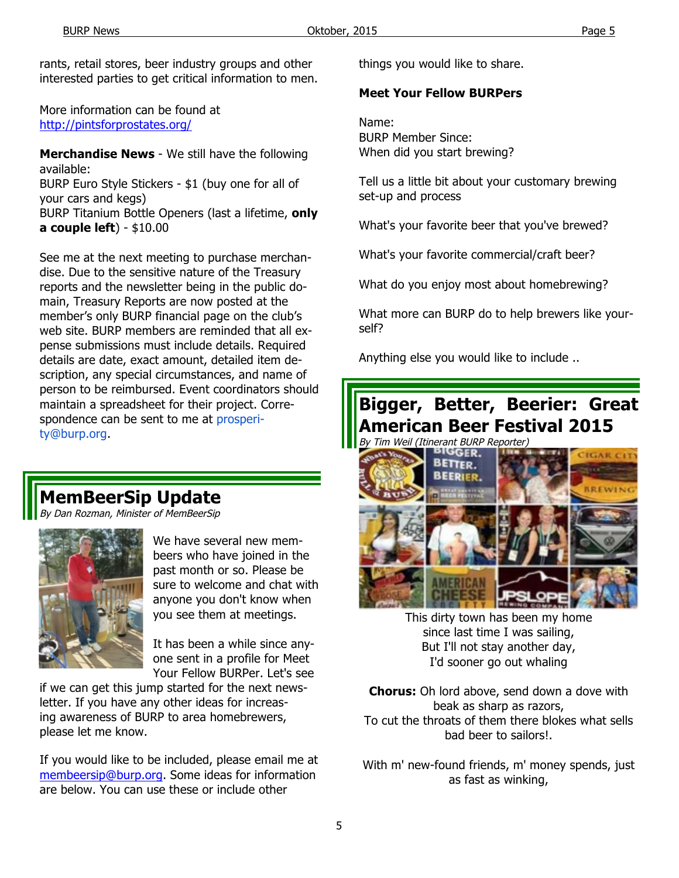rants, retail stores, beer industry groups and other interested parties to get critical information to men.

More information can be found at http://pintsforprostates.org/

**Merchandise News** - We still have the following available:
BURP Euro Style Stickers - $1 (buy one for all of your cars and kegs)
BURP Titanium Bottle Openers (last a lifetime, **only a couple left**) - $10.00

See me at the next meeting to purchase merchandise. Due to the sensitive nature of the Treasury reports and the newsletter being in the public domain, Treasury Reports are now posted at the member's only BURP financial page on the club's web site. BURP members are reminded that all expense submissions must include details. Required details are date, exact amount, detailed item description, any special circumstances, and name of person to be reimbursed. Event coordinators should maintain a spreadsheet for their project. Correspondence can be sent to me at prosperity@burp.org.

## MemBeerSip Update

*By Dan Rozman, Minister of MemBeerSip*

We have several new membeers who have joined in the past month or so. Please be sure to welcome and chat with anyone you don't know when you see them at meetings.

It has been a while since anyone sent in a profile for Meet Your Fellow BURPer. Let's see if we can get this jump started for the next newsletter. If you have any other ideas for increasing awareness of BURP to area homebrewers, please let me know.

If you would like to be included, please email me at membeersip@burp.org. Some ideas for information are below. You can use these or include other things you would like to share.

**Meet Your Fellow BURPers**

Name:
BURP Member Since:
When did you start brewing?

Tell us a little bit about your customary brewing set-up and process

What's your favorite beer that you've brewed?

What's your favorite commercial/craft beer?

What do you enjoy most about homebrewing?

What more can BURP do to help brewers like yourself?

Anything else you would like to include ..

## Bigger, Better, Beerier: Great American Beer Festival 2015

*By Tim Weil (Itinerant BURP Reporter)*

This dirty town has been my home
since last time I was sailing,
But I'll not stay another day,
I'd sooner go out whaling

**Chorus:** Oh lord above, send down a dove with beak as sharp as razors,
To cut the throats of them there blokes what sells bad beer to sailors!.

With m' new-found friends, m' money spends, just as fast as winking,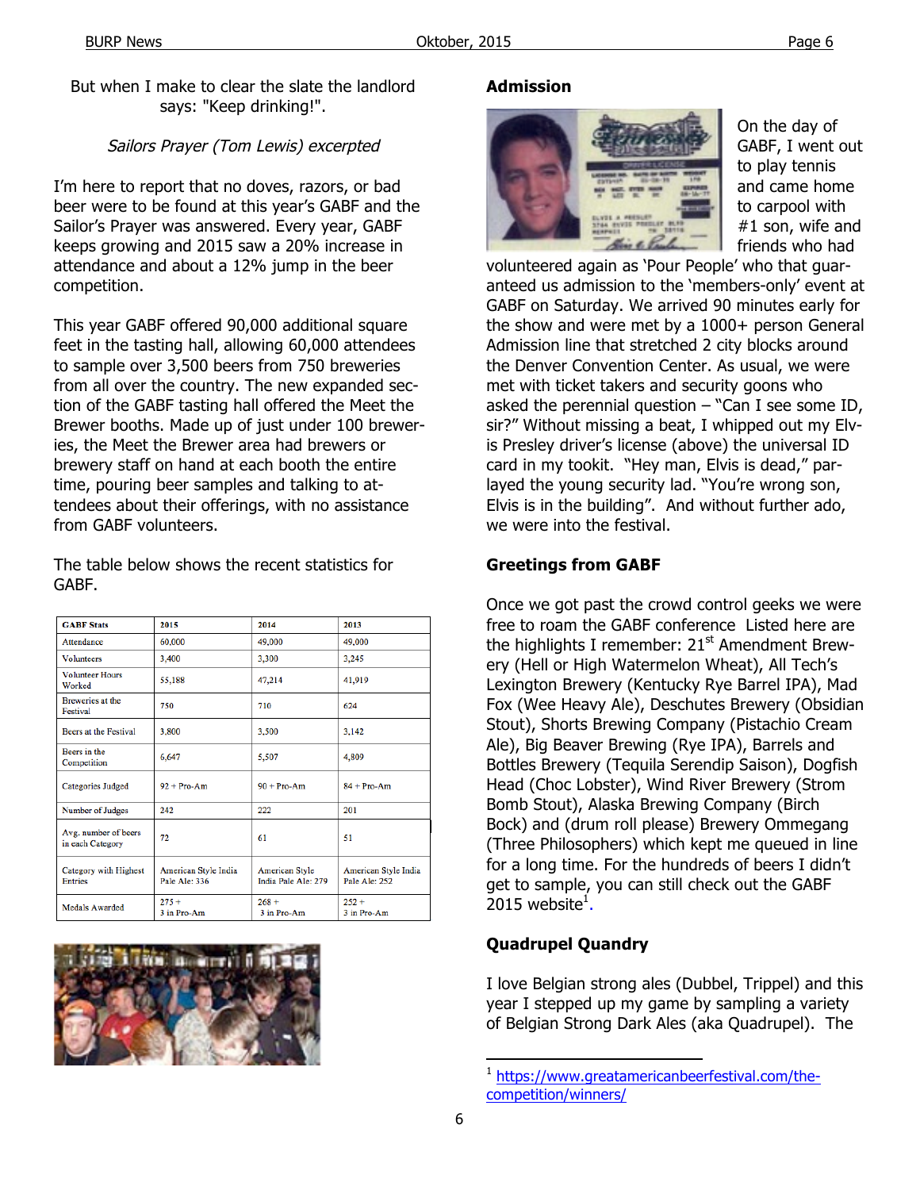But when I make to clear the slate the landlord says: "Keep drinking!".

*Sailors Prayer (Tom Lewis) excerpted*

I'm here to report that no doves, razors, or bad beer were to be found at this year's GABF and the Sailor's Prayer was answered. Every year, GABF keeps growing and 2015 saw a 20% increase in attendance and about a 12% jump in the beer competition.

This year GABF offered 90,000 additional square feet in the tasting hall, allowing 60,000 attendees to sample over 3,500 beers from 750 breweries from all over the country. The new expanded section of the GABF tasting hall offered the Meet the Brewer booths. Made up of just under 100 breweries, the Meet the Brewer area had brewers or brewery staff on hand at each booth the entire time, pouring beer samples and talking to attendees about their offerings, with no assistance from GABF volunteers.

The table below shows the recent statistics for GABF.

| GABF Stats | 2015 | 2014 | 2013 |
|---|---|---|---|
| Attendance | 60,000 | 49,000 | 49,000 |
| Volunteers | 3,400 | 3,300 | 3,245 |
| Volunteer Hours Worked | 55,188 | 47,214 | 41,919 |
| Breweries at the Festival | 750 | 710 | 624 |
| Beers at the Festival | 3,800 | 3,500 | 3,142 |
| Beers in the Competition | 6,647 | 5,507 | 4,809 |
| Categories Judged | 92 + Pro-Am | 90 + Pro-Am | 84 + Pro-Am |
| Number of Judges | 242 | 222 | 201 |
| Avg. number of beers in each Category | 72 | 61 | 51 |
| Category with Highest Entries | American Style India Pale Ale: 336 | American Style India Pale Ale: 279 | American Style India Pale Ale: 252 |
| Medals Awarded | 275 + 3 in Pro-Am | 268 + 3 in Pro-Am | 252 + 3 in Pro-Am |

## Admission

On the day of GABF, I went out to play tennis and came home to carpool with #1 son, wife and friends who had volunteered again as 'Pour People' who that guaranteed us admission to the 'members-only' event at GABF on Saturday. We arrived 90 minutes early for the show and were met by a 1000+ person General Admission line that stretched 2 city blocks around the Denver Convention Center. As usual, we were met with ticket takers and security goons who asked the perennial question – "Can I see some ID, sir?" Without missing a beat, I whipped out my Elvis Presley driver's license (above) the universal ID card in my tookit. "Hey man, Elvis is dead," parlayed the young security lad. "You're wrong son, Elvis is in the building". And without further ado, we were into the festival.

## Greetings from GABF

Once we got past the crowd control geeks we were free to roam the GABF conference Listed here are the highlights I remember: 21st Amendment Brewery (Hell or High Watermelon Wheat), All Tech's Lexington Brewery (Kentucky Rye Barrel IPA), Mad Fox (Wee Heavy Ale), Deschutes Brewery (Obsidian Stout), Shorts Brewing Company (Pistachio Cream Ale), Big Beaver Brewing (Rye IPA), Barrels and Bottles Brewery (Tequila Serendip Saison), Dogfish Head (Choc Lobster), Wind River Brewery (Strom Bomb Stout), Alaska Brewing Company (Birch Bock) and (drum roll please) Brewery Ommegang (Three Philosophers) which kept me queued in line for a long time. For the hundreds of beers I didn't get to sample, you can still check out the GABF 2015 website[1].

## Quadrupel Quandry

I love Belgian strong ales (Dubbel, Trippel) and this year I stepped up my game by sampling a variety of Belgian Strong Dark Ales (aka Quadrupel). The

---

[1] https://www.greatamericanbeerfestival.com/the-competition/winners/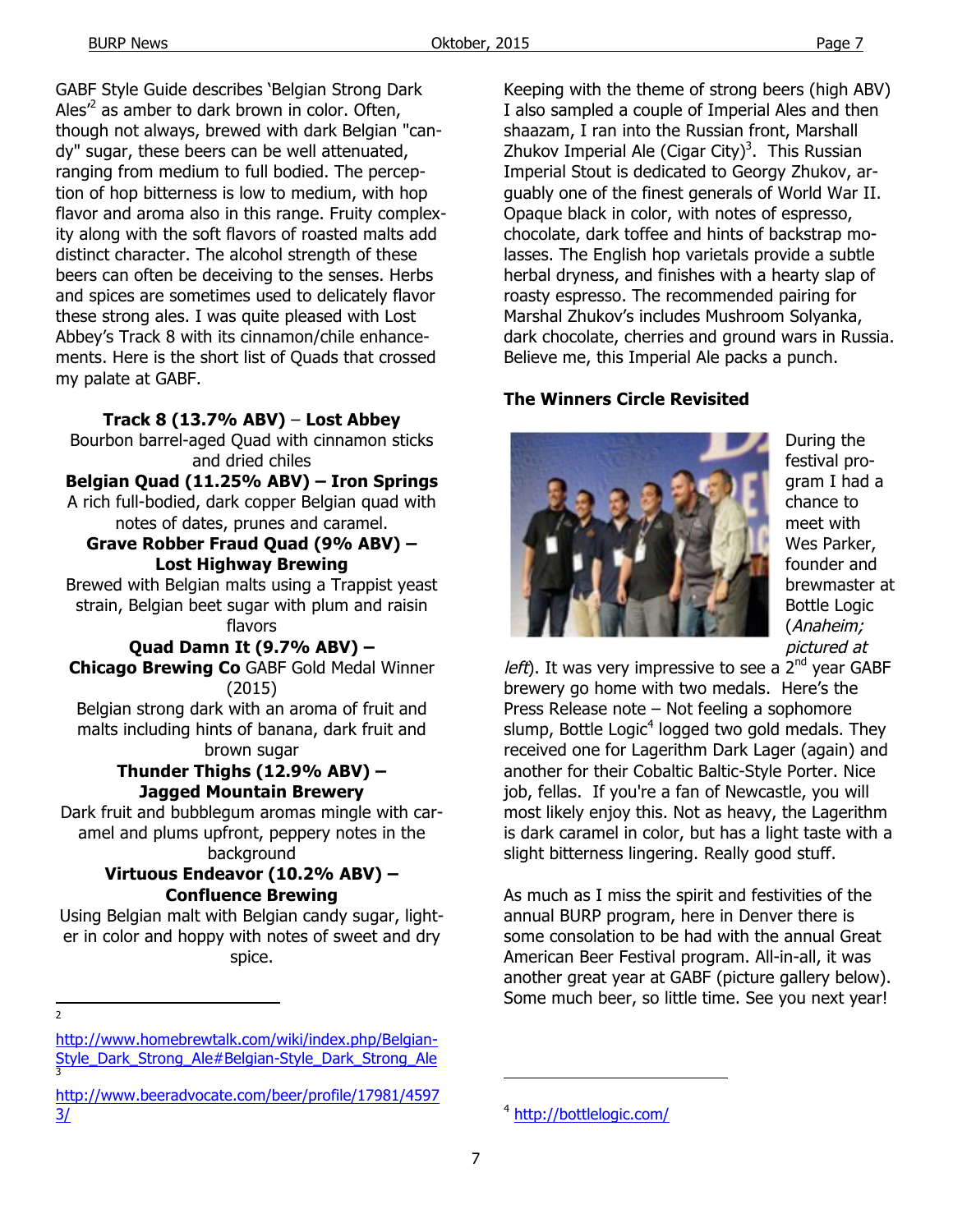GABF Style Guide describes 'Belgian Strong Dark Ales'[2] as amber to dark brown in color. Often, though not always, brewed with dark Belgian "candy" sugar, these beers can be well attenuated, ranging from medium to full bodied. The perception of hop bitterness is low to medium, with hop flavor and aroma also in this range. Fruity complexity along with the soft flavors of roasted malts add distinct character. The alcohol strength of these beers can often be deceiving to the senses. Herbs and spices are sometimes used to delicately flavor these strong ales. I was quite pleased with Lost Abbey's Track 8 with its cinnamon/chile enhancements. Here is the short list of Quads that crossed my palate at GABF.

**Track 8 (13.7% ABV) – Lost Abbey**
Bourbon barrel-aged Quad with cinnamon sticks and dried chiles

**Belgian Quad (11.25% ABV) – Iron Springs**
A rich full-bodied, dark copper Belgian quad with notes of dates, prunes and caramel.

**Grave Robber Fraud Quad (9% ABV) – Lost Highway Brewing**
Brewed with Belgian malts using a Trappist yeast strain, Belgian beet sugar with plum and raisin flavors

**Quad Damn It (9.7% ABV) – Chicago Brewing Co** GABF Gold Medal Winner (2015)
Belgian strong dark with an aroma of fruit and malts including hints of banana, dark fruit and brown sugar

**Thunder Thighs (12.9% ABV) – Jagged Mountain Brewery**
Dark fruit and bubblegum aromas mingle with caramel and plums upfront, peppery notes in the background

**Virtuous Endeavor (10.2% ABV) – Confluence Brewing**
Using Belgian malt with Belgian candy sugar, lighter in color and hoppy with notes of sweet and dry spice.

Keeping with the theme of strong beers (high ABV) I also sampled a couple of Imperial Ales and then shaazam, I ran into the Russian front, Marshall Zhukov Imperial Ale (Cigar City)[3]. This Russian Imperial Stout is dedicated to Georgy Zhukov, arguably one of the finest generals of World War II. Opaque black in color, with notes of espresso, chocolate, dark toffee and hints of backstrap molasses. The English hop varietals provide a subtle herbal dryness, and finishes with a hearty slap of roasty espresso. The recommended pairing for Marshal Zhukov's includes Mushroom Solyanka, dark chocolate, cherries and ground wars in Russia. Believe me, this Imperial Ale packs a punch.

### The Winners Circle Revisited

During the festival program I had a chance to meet with Wes Parker, founder and brewmaster at Bottle Logic (*Anaheim; pictured at left*). It was very impressive to see a 2nd year GABF brewery go home with two medals. Here's the Press Release note – Not feeling a sophomore slump, Bottle Logic[4] logged two gold medals. They received one for Lagerithm Dark Lager (again) and another for their Cobaltic Baltic-Style Porter. Nice job, fellas. If you're a fan of Newcastle, you will most likely enjoy this. Not as heavy, the Lagerithm is dark caramel in color, but has a light taste with a slight bitterness lingering. Really good stuff.

As much as I miss the spirit and festivities of the annual BURP program, here in Denver there is some consolation to be had with the annual Great American Beer Festival program. All-in-all, it was another great year at GABF (picture gallery below). Some much beer, so little time. See you next year!

---

[2] http://www.homebrewtalk.com/wiki/index.php/Belgian-Style_Dark_Strong_Ale#Belgian-Style_Dark_Strong_Ale

[3] http://www.beeradvocate.com/beer/profile/17981/45973/

[4] http://bottlelogic.com/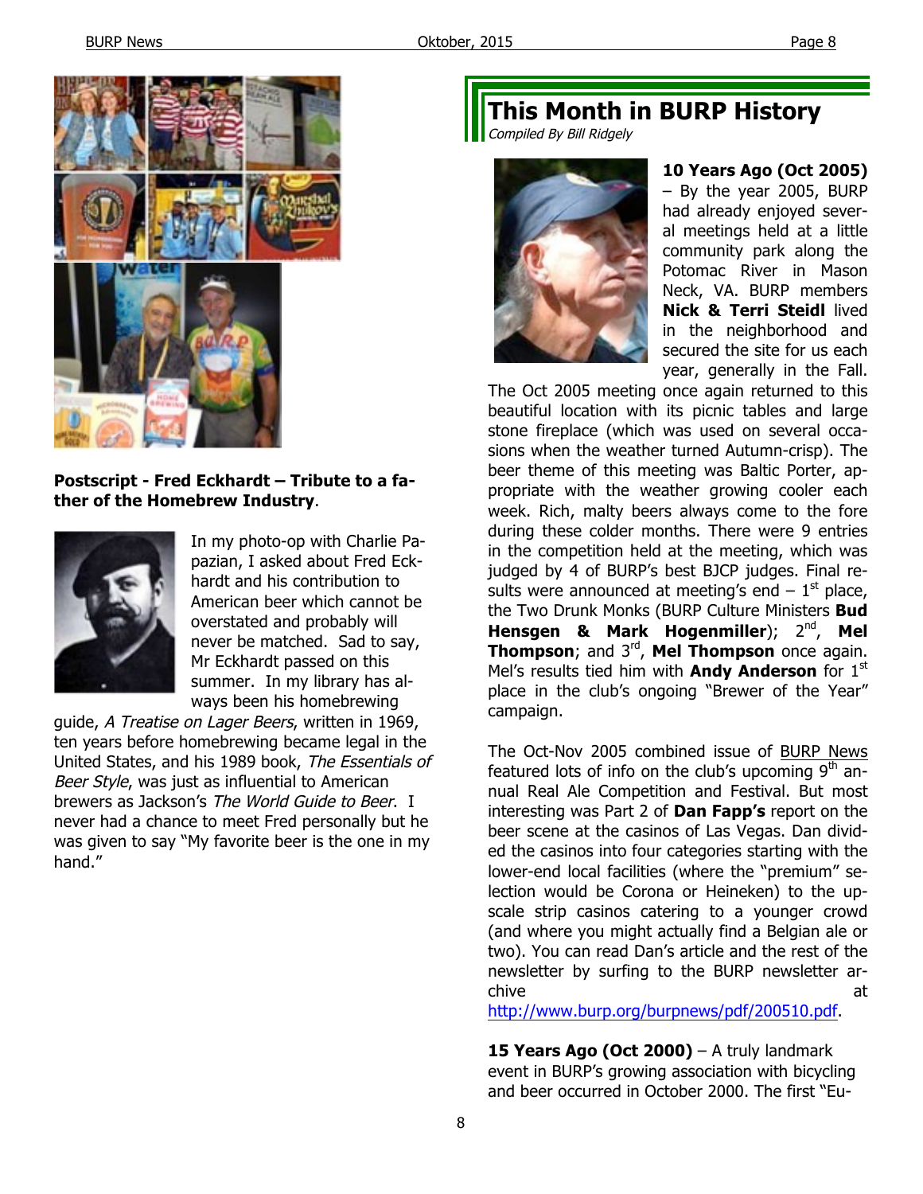**Postscript - Fred Eckhardt – Tribute to a father of the Homebrew Industry**.

In my photo-op with Charlie Papazian, I asked about Fred Eckhardt and his contribution to American beer which cannot be overstated and probably will never be matched. Sad to say, Mr Eckhardt passed on this summer. In my library has always been his homebrewing guide, *A Treatise on Lager Beers*, written in 1969, ten years before homebrewing became legal in the United States, and his 1989 book, *The Essentials of Beer Style*, was just as influential to American brewers as Jackson's *The World Guide to Beer*. I never had a chance to meet Fred personally but he was given to say "My favorite beer is the one in my hand."

# This Month in BURP History

*Compiled By Bill Ridgely*

**10 Years Ago (Oct 2005)** – By the year 2005, BURP had already enjoyed several meetings held at a little community park along the Potomac River in Mason Neck, VA. BURP members **Nick & Terri Steidl** lived in the neighborhood and secured the site for us each year, generally in the Fall. The Oct 2005 meeting once again returned to this beautiful location with its picnic tables and large stone fireplace (which was used on several occasions when the weather turned Autumn-crisp). The beer theme of this meeting was Baltic Porter, appropriate with the weather growing cooler each week. Rich, malty beers always come to the fore during these colder months. There were 9 entries in the competition held at the meeting, which was judged by 4 of BURP's best BJCP judges. Final results were announced at meeting's end – 1st place, the Two Drunk Monks (BURP Culture Ministers **Bud Hensgen & Mark Hogenmiller**); 2nd, **Mel Thompson**; and 3rd, **Mel Thompson** once again. Mel's results tied him with **Andy Anderson** for 1st place in the club's ongoing "Brewer of the Year" campaign.

The Oct-Nov 2005 combined issue of BURP News featured lots of info on the club's upcoming 9th annual Real Ale Competition and Festival. But most interesting was Part 2 of **Dan Fapp's** report on the beer scene at the casinos of Las Vegas. Dan divided the casinos into four categories starting with the lower-end local facilities (where the "premium" selection would be Corona or Heineken) to the upscale strip casinos catering to a younger crowd (and where you might actually find a Belgian ale or two). You can read Dan's article and the rest of the newsletter by surfing to the BURP newsletter archive at http://www.burp.org/burpnews/pdf/200510.pdf.

**15 Years Ago (Oct 2000)** – A truly landmark event in BURP's growing association with bicycling and beer occurred in October 2000. The first "Eu-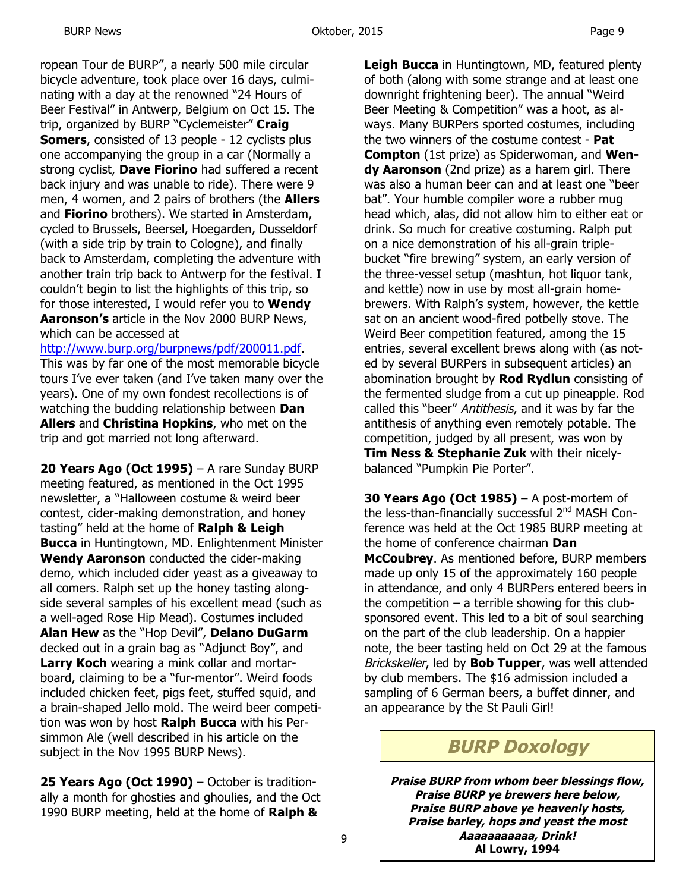ropean Tour de BURP", a nearly 500 mile circular bicycle adventure, took place over 16 days, culminating with a day at the renowned "24 Hours of Beer Festival" in Antwerp, Belgium on Oct 15. The trip, organized by BURP "Cyclemeister" **Craig Somers**, consisted of 13 people - 12 cyclists plus one accompanying the group in a car (Normally a strong cyclist, **Dave Fiorino** had suffered a recent back injury and was unable to ride). There were 9 men, 4 women, and 2 pairs of brothers (the **Allers** and **Fiorino** brothers). We started in Amsterdam, cycled to Brussels, Beersel, Hoegarden, Dusseldorf (with a side trip by train to Cologne), and finally back to Amsterdam, completing the adventure with another train trip back to Antwerp for the festival. I couldn't begin to list the highlights of this trip, so for those interested, I would refer you to **Wendy Aaronson's** article in the Nov 2000 BURP News, which can be accessed at http://www.burp.org/burpnews/pdf/200011.pdf. This was by far one of the most memorable bicycle tours I've ever taken (and I've taken many over the years). One of my own fondest recollections is of watching the budding relationship between **Dan Allers** and **Christina Hopkins**, who met on the trip and got married not long afterward.

**20 Years Ago (Oct 1995)** – A rare Sunday BURP meeting featured, as mentioned in the Oct 1995 newsletter, a "Halloween costume & weird beer contest, cider-making demonstration, and honey tasting" held at the home of **Ralph & Leigh Bucca** in Huntingtown, MD. Enlightenment Minister **Wendy Aaronson** conducted the cider-making demo, which included cider yeast as a giveaway to all comers. Ralph set up the honey tasting alongside several samples of his excellent mead (such as a well-aged Rose Hip Mead). Costumes included **Alan Hew** as the "Hop Devil", **Delano DuGarm** decked out in a grain bag as "Adjunct Boy", and **Larry Koch** wearing a mink collar and mortarboard, claiming to be a "fur-mentor". Weird foods included chicken feet, pigs feet, stuffed squid, and a brain-shaped Jello mold. The weird beer competition was won by host **Ralph Bucca** with his Persimmon Ale (well described in his article on the subject in the Nov 1995 BURP News).

**25 Years Ago (Oct 1990)** – October is traditionally a month for ghosties and ghoulies, and the Oct 1990 BURP meeting, held at the home of **Ralph & Leigh Bucca** in Huntingtown, MD, featured plenty of both (along with some strange and at least one downright frightening beer). The annual "Weird Beer Meeting & Competition" was a hoot, as always. Many BURPers sported costumes, including the two winners of the costume contest - **Pat Compton** (1st prize) as Spiderwoman, and **Wendy Aaronson** (2nd prize) as a harem girl. There was also a human beer can and at least one "beer bat". Your humble compiler wore a rubber mug head which, alas, did not allow him to either eat or drink. So much for creative costuming. Ralph put on a nice demonstration of his all-grain triple-bucket "fire brewing" system, an early version of the three-vessel setup (mashtun, hot liquor tank, and kettle) now in use by most all-grain homebrewers. With Ralph's system, however, the kettle sat on an ancient wood-fired potbelly stove. The Weird Beer competition featured, among the 15 entries, several excellent brews along with (as noted by several BURPers in subsequent articles) an abomination brought by **Rod Rydlun** consisting of the fermented sludge from a cut up pineapple. Rod called this "beer" *Antithesis*, and it was by far the antithesis of anything even remotely potable. The competition, judged by all present, was won by **Tim Ness & Stephanie Zuk** with their nicely-balanced "Pumpkin Pie Porter".

**30 Years Ago (Oct 1985)** – A post-mortem of the less-than-financially successful 2nd MASH Conference was held at the Oct 1985 BURP meeting at the home of conference chairman **Dan McCoubrey**. As mentioned before, BURP members made up only 15 of the approximately 160 people in attendance, and only 4 BURPers entered beers in the competition – a terrible showing for this club-sponsored event. This led to a bit of soul searching on the part of the club leadership. On a happier note, the beer tasting held on Oct 29 at the famous *Brickskeller*, led by **Bob Tupper**, was well attended by club members. The $16 admission included a sampling of 6 German beers, a buffet dinner, and an appearance by the St Pauli Girl!

## *BURP Doxology*

***Praise BURP from whom beer blessings flow,***
***Praise BURP ye brewers here below,***
***Praise BURP above ye heavenly hosts,***
***Praise barley, hops and yeast the most***
***Aaaaaaaaaa, Drink!***
**Al Lowry, 1994**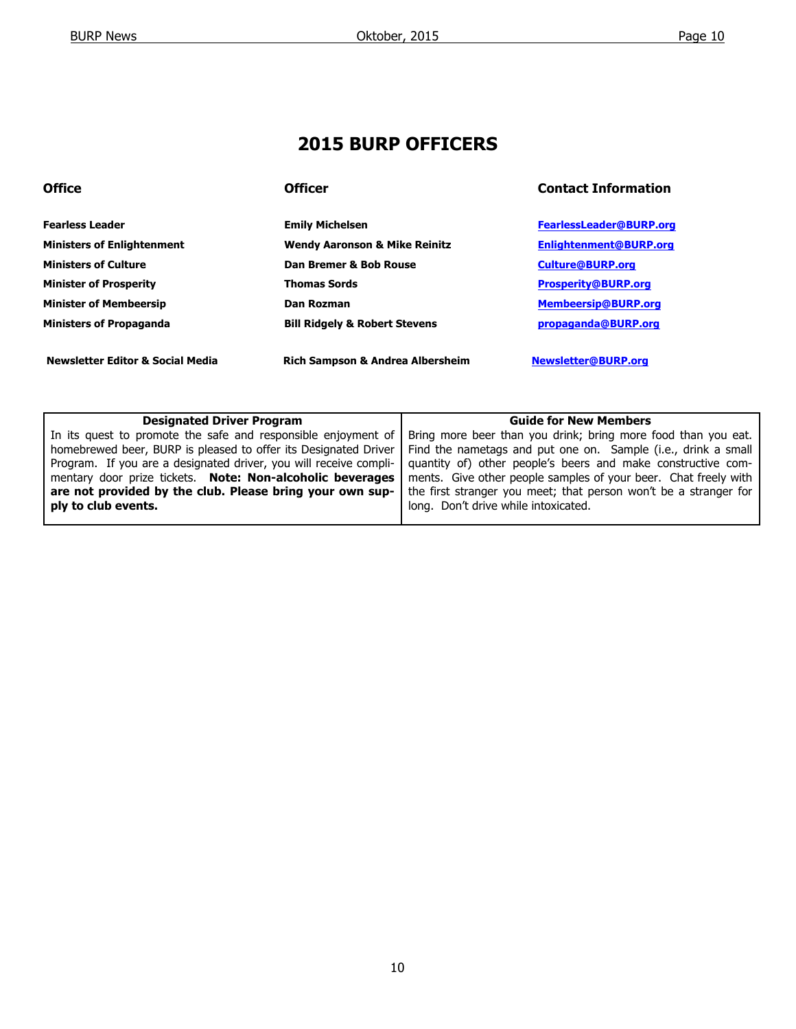# 2015 BURP OFFICERS

| Office | Officer | Contact Information |
|---|---|---|
| **Fearless Leader** | **Emily Michelsen** | **FearlessLeader@BURP.org** |
| **Ministers of Enlightenment** | **Wendy Aaronson & Mike Reinitz** | **Enlightenment@BURP.org** |
| **Ministers of Culture** | **Dan Bremer & Bob Rouse** | **Culture@BURP.org** |
| **Minister of Prosperity** | **Thomas Sords** | **Prosperity@BURP.org** |
| **Minister of Membeersip** | **Dan Rozman** | **Membeersip@BURP.org** |
| **Ministers of Propaganda** | **Bill Ridgely & Robert Stevens** | **propaganda@BURP.org** |
| **Newsletter Editor & Social Media** | **Rich Sampson & Andrea Albersheim** | **Newsletter@BURP.org** |

| Designated Driver Program | Guide for New Members |
|---|---|
| In its quest to promote the safe and responsible enjoyment of homebrewed beer, BURP is pleased to offer its Designated Driver Program. If you are a designated driver, you will receive complimentary door prize tickets. **Note: Non-alcoholic beverages are not provided by the club. Please bring your own supply to club events.** | Bring more beer than you drink; bring more food than you eat. Find the nametags and put one on. Sample (i.e., drink a small quantity of) other people's beers and make constructive comments. Give other people samples of your beer. Chat freely with the first stranger you meet; that person won't be a stranger for long. Don't drive while intoxicated. |